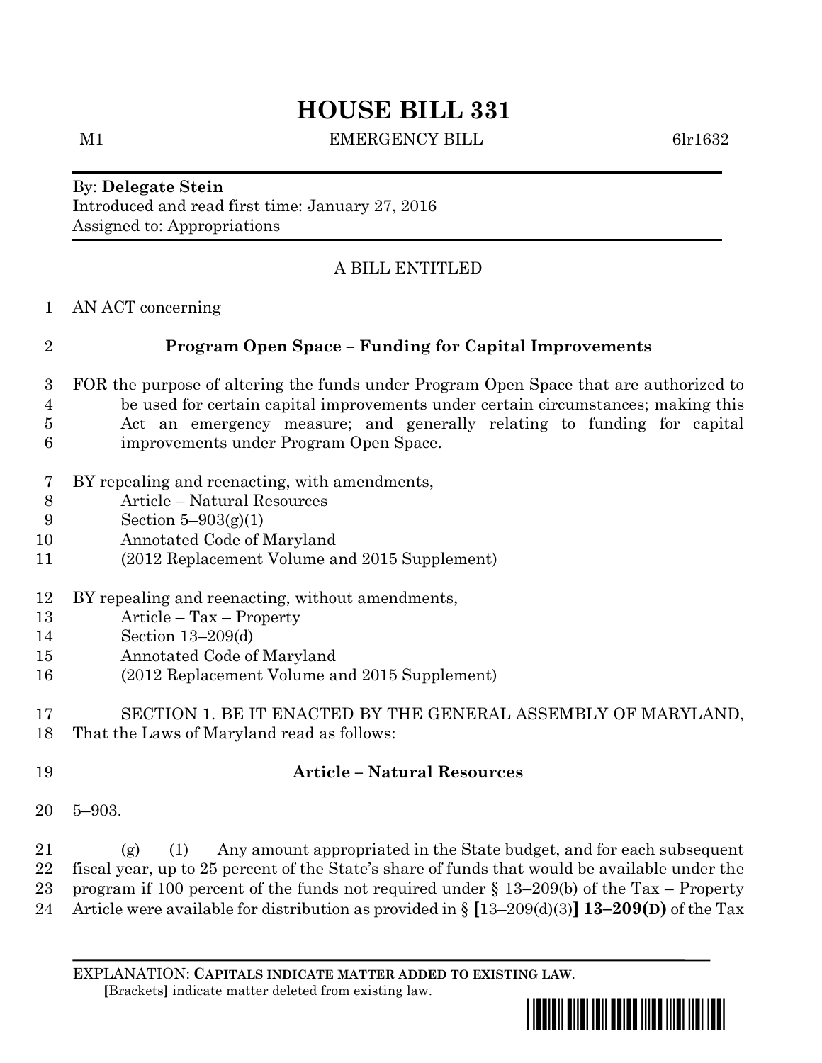# HOUSE BILL 331

M1 EMERGENCY BILL 6lr1632

By: **Delegate Stein**
Introduced and read first time: January 27, 2016
Assigned to: Appropriations

A BILL ENTITLED

1 AN ACT concerning

2 **Program Open Space – Funding for Capital Improvements**

3 FOR the purpose of altering the funds under Program Open Space that are authorized to
4 be used for certain capital improvements under certain circumstances; making this
5 Act an emergency measure; and generally relating to funding for capital
6 improvements under Program Open Space.

7 BY repealing and reenacting, with amendments,
8 Article – Natural Resources
9 Section 5–903(g)(1)
10 Annotated Code of Maryland
11 (2012 Replacement Volume and 2015 Supplement)

12 BY repealing and reenacting, without amendments,
13 Article – Tax – Property
14 Section 13–209(d)
15 Annotated Code of Maryland
16 (2012 Replacement Volume and 2015 Supplement)

17 SECTION 1. BE IT ENACTED BY THE GENERAL ASSEMBLY OF MARYLAND,
18 That the Laws of Maryland read as follows:

19 **Article – Natural Resources**

20 5–903.

21 (g) (1) Any amount appropriated in the State budget, and for each subsequent
22 fiscal year, up to 25 percent of the State's share of funds that would be available under the
23 program if 100 percent of the funds not required under § 13–209(b) of the Tax – Property
24 Article were available for distribution as provided in § **[**13–209(d)(3)**]** **13–209(D)** of the Tax

EXPLANATION: **CAPITALS INDICATE MATTER ADDED TO EXISTING LAW.**
**[**Brackets**]** indicate matter deleted from existing law.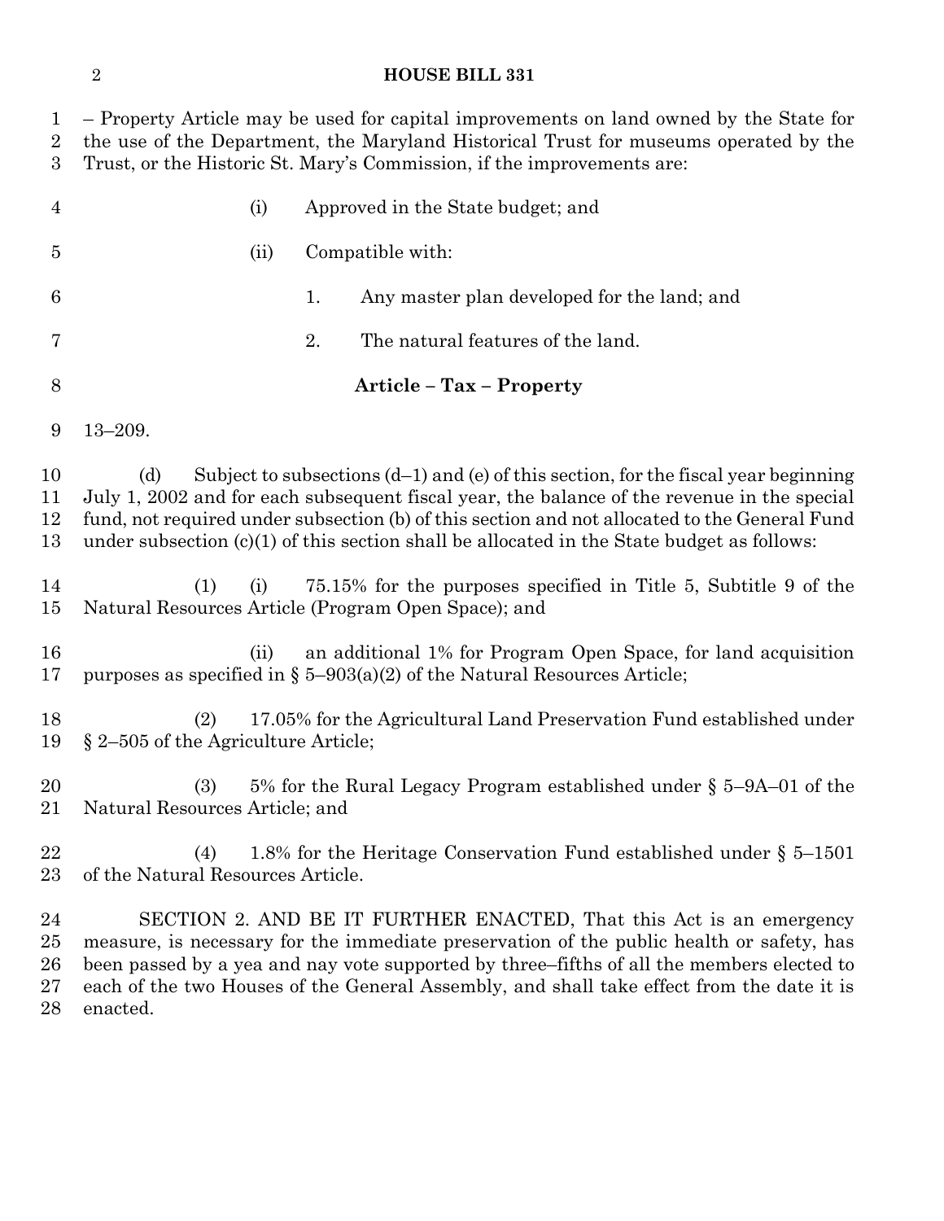– Property Article may be used for capital improvements on land owned by the State for the use of the Department, the Maryland Historical Trust for museums operated by the Trust, or the Historic St. Mary's Commission, if the improvements are:

(i) Approved in the State budget; and

(ii) Compatible with:

1. Any master plan developed for the land; and

2. The natural features of the land.

**Article – Tax – Property**

13–209.

(d) Subject to subsections (d–1) and (e) of this section, for the fiscal year beginning July 1, 2002 and for each subsequent fiscal year, the balance of the revenue in the special fund, not required under subsection (b) of this section and not allocated to the General Fund under subsection (c)(1) of this section shall be allocated in the State budget as follows:

(1) (i) 75.15% for the purposes specified in Title 5, Subtitle 9 of the Natural Resources Article (Program Open Space); and

(ii) an additional 1% for Program Open Space, for land acquisition purposes as specified in § 5–903(a)(2) of the Natural Resources Article;

(2) 17.05% for the Agricultural Land Preservation Fund established under § 2–505 of the Agriculture Article;

(3) 5% for the Rural Legacy Program established under § 5–9A–01 of the Natural Resources Article; and

(4) 1.8% for the Heritage Conservation Fund established under § 5–1501 of the Natural Resources Article.

SECTION 2. AND BE IT FURTHER ENACTED, That this Act is an emergency measure, is necessary for the immediate preservation of the public health or safety, has been passed by a yea and nay vote supported by three–fifths of all the members elected to each of the two Houses of the General Assembly, and shall take effect from the date it is enacted.